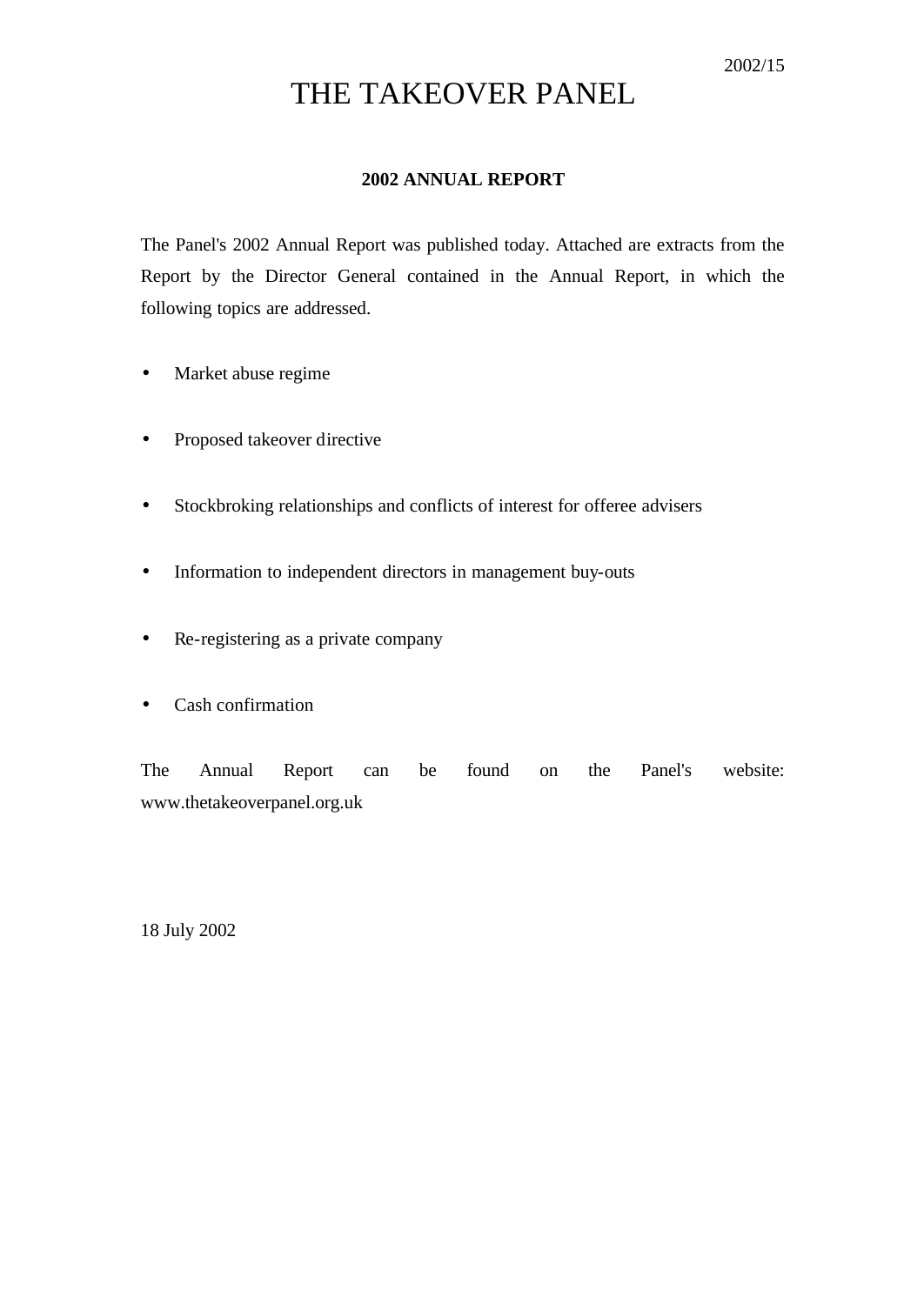2002/15

# THE TAKEOVER PANEL

## 2002 ANNUAL REPORT

The Panel's 2002 Annual Report was published today. Attached are extracts from the Report by the Director General contained in the Annual Report, in which the following topics are addressed.

- Market abuse regime
- Proposed takeover directive
- Stockbroking relationships and conflicts of interest for offeree advisers
- Information to independent directors in management buy-outs
- Re-registering as a private company
- Cash confirmation

The Annual Report can be found on the Panel's website: www.thetakeoverpanel.org.uk

18 July 2002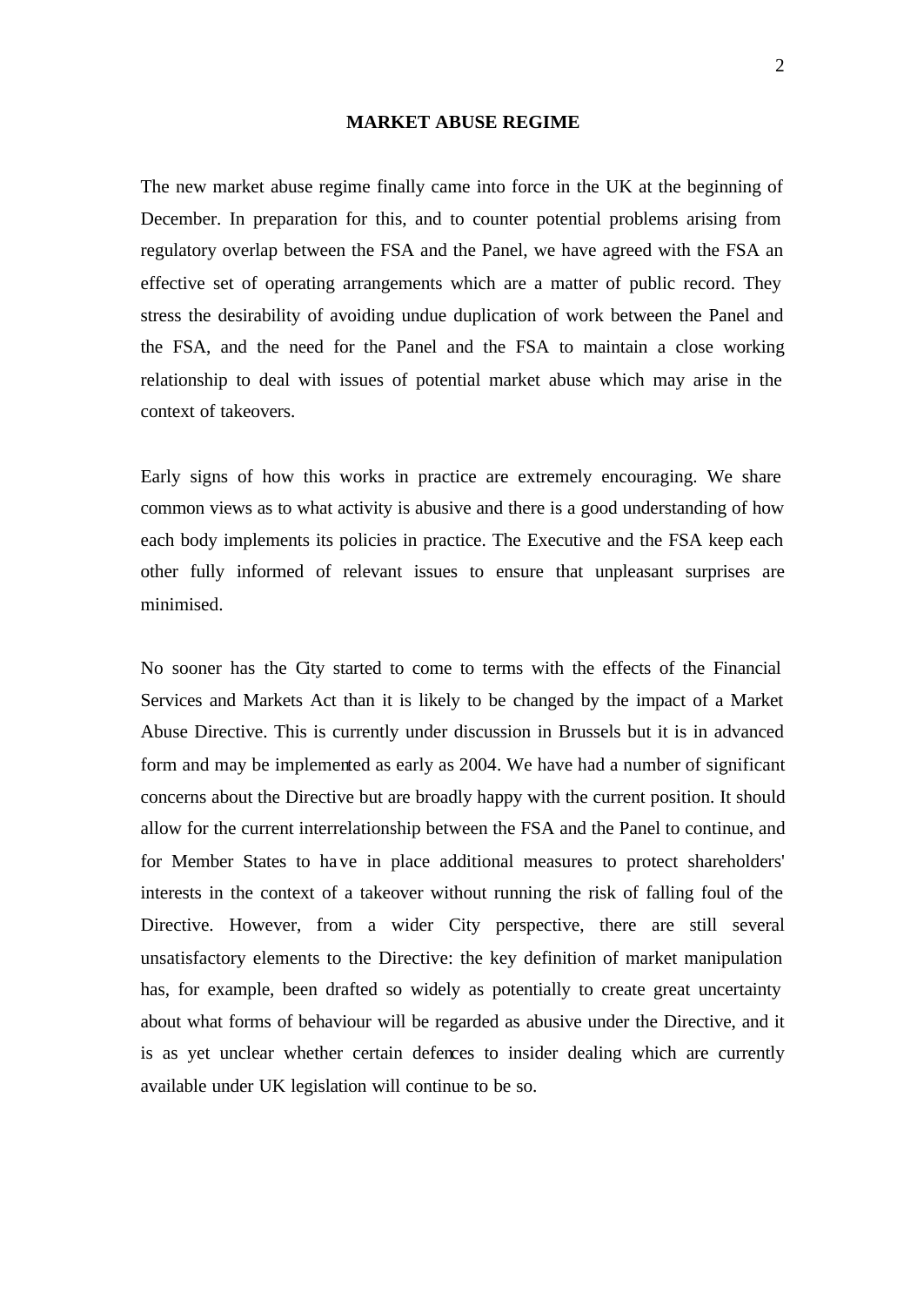## MARKET ABUSE REGIME

The new market abuse regime finally came into force in the UK at the beginning of December. In preparation for this, and to counter potential problems arising from regulatory overlap between the FSA and the Panel, we have agreed with the FSA an effective set of operating arrangements which are a matter of public record. They stress the desirability of avoiding undue duplication of work between the Panel and the FSA, and the need for the Panel and the FSA to maintain a close working relationship to deal with issues of potential market abuse which may arise in the context of takeovers.

Early signs of how this works in practice are extremely encouraging. We share common views as to what activity is abusive and there is a good understanding of how each body implements its policies in practice. The Executive and the FSA keep each other fully informed of relevant issues to ensure that unpleasant surprises are minimised.

No sooner has the City started to come to terms with the effects of the Financial Services and Markets Act than it is likely to be changed by the impact of a Market Abuse Directive. This is currently under discussion in Brussels but it is in advanced form and may be implemented as early as 2004. We have had a number of significant concerns about the Directive but are broadly happy with the current position. It should allow for the current interrelationship between the FSA and the Panel to continue, and for Member States to have in place additional measures to protect shareholders' interests in the context of a takeover without running the risk of falling foul of the Directive. However, from a wider City perspective, there are still several unsatisfactory elements to the Directive: the key definition of market manipulation has, for example, been drafted so widely as potentially to create great uncertainty about what forms of behaviour will be regarded as abusive under the Directive, and it is as yet unclear whether certain defences to insider dealing which are currently available under UK legislation will continue to be so.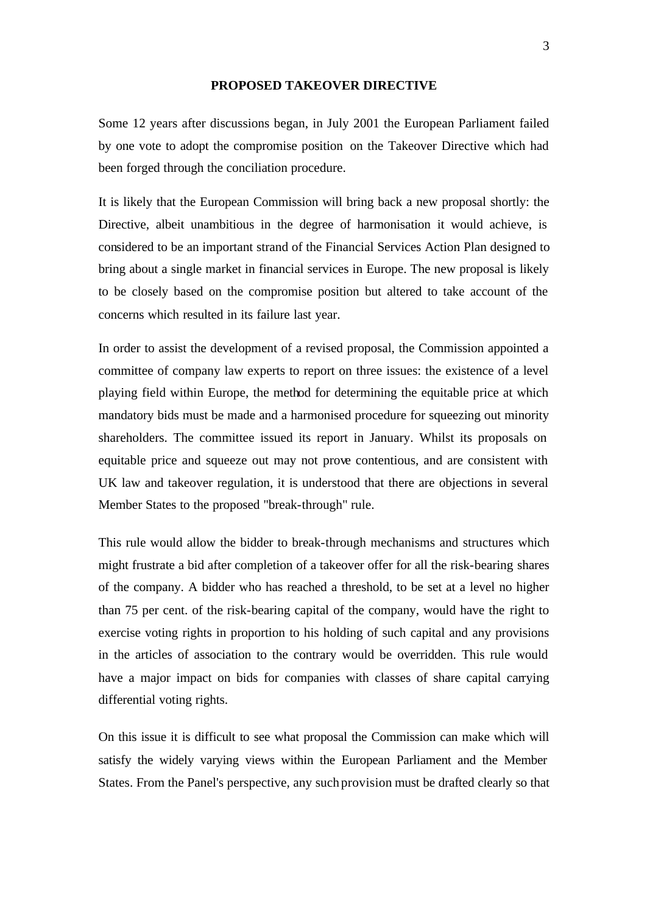## PROPOSED TAKEOVER DIRECTIVE

Some 12 years after discussions began, in July 2001 the European Parliament failed by one vote to adopt the compromise position on the Takeover Directive which had been forged through the conciliation procedure.

It is likely that the European Commission will bring back a new proposal shortly: the Directive, albeit unambitious in the degree of harmonisation it would achieve, is considered to be an important strand of the Financial Services Action Plan designed to bring about a single market in financial services in Europe. The new proposal is likely to be closely based on the compromise position but altered to take account of the concerns which resulted in its failure last year.

In order to assist the development of a revised proposal, the Commission appointed a committee of company law experts to report on three issues: the existence of a level playing field within Europe, the method for determining the equitable price at which mandatory bids must be made and a harmonised procedure for squeezing out minority shareholders. The committee issued its report in January. Whilst its proposals on equitable price and squeeze out may not prove contentious, and are consistent with UK law and takeover regulation, it is understood that there are objections in several Member States to the proposed "break-through" rule.

This rule would allow the bidder to break-through mechanisms and structures which might frustrate a bid after completion of a takeover offer for all the risk-bearing shares of the company. A bidder who has reached a threshold, to be set at a level no higher than 75 per cent. of the risk-bearing capital of the company, would have the right to exercise voting rights in proportion to his holding of such capital and any provisions in the articles of association to the contrary would be overridden. This rule would have a major impact on bids for companies with classes of share capital carrying differential voting rights.

On this issue it is difficult to see what proposal the Commission can make which will satisfy the widely varying views within the European Parliament and the Member States. From the Panel's perspective, any such provision must be drafted clearly so that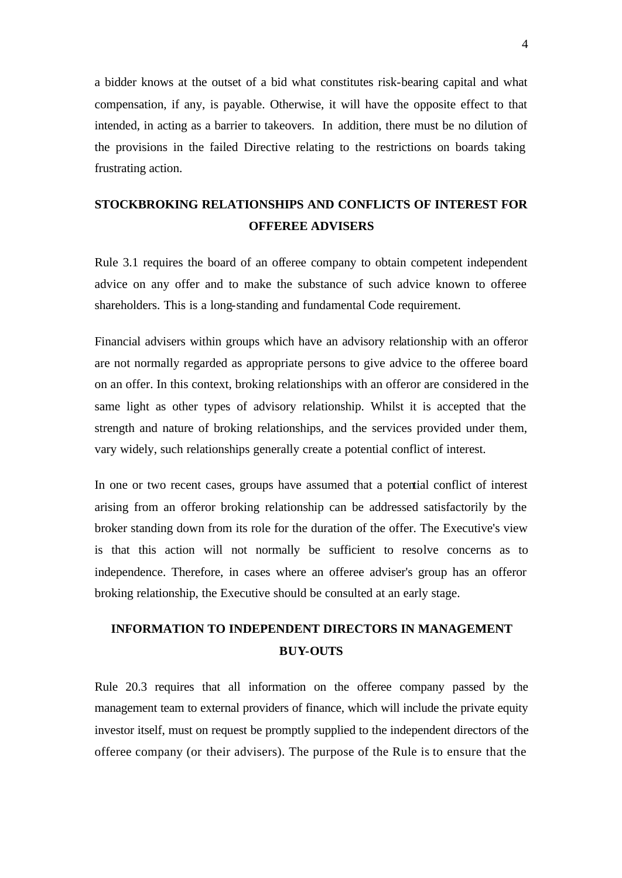a bidder knows at the outset of a bid what constitutes risk-bearing capital and what compensation, if any, is payable. Otherwise, it will have the opposite effect to that intended, in acting as a barrier to takeovers. In addition, there must be no dilution of the provisions in the failed Directive relating to the restrictions on boards taking frustrating action.

## STOCKBROKING RELATIONSHIPS AND CONFLICTS OF INTEREST FOR OFFEREE ADVISERS

Rule 3.1 requires the board of an offeree company to obtain competent independent advice on any offer and to make the substance of such advice known to offeree shareholders. This is a long-standing and fundamental Code requirement.

Financial advisers within groups which have an advisory relationship with an offeror are not normally regarded as appropriate persons to give advice to the offeree board on an offer. In this context, broking relationships with an offeror are considered in the same light as other types of advisory relationship. Whilst it is accepted that the strength and nature of broking relationships, and the services provided under them, vary widely, such relationships generally create a potential conflict of interest.

In one or two recent cases, groups have assumed that a potential conflict of interest arising from an offeror broking relationship can be addressed satisfactorily by the broker standing down from its role for the duration of the offer. The Executive's view is that this action will not normally be sufficient to resolve concerns as to independence. Therefore, in cases where an offeree adviser's group has an offeror broking relationship, the Executive should be consulted at an early stage.

## INFORMATION TO INDEPENDENT DIRECTORS IN MANAGEMENT BUY-OUTS

Rule 20.3 requires that all information on the offeree company passed by the management team to external providers of finance, which will include the private equity investor itself, must on request be promptly supplied to the independent directors of the offeree company (or their advisers). The purpose of the Rule is to ensure that the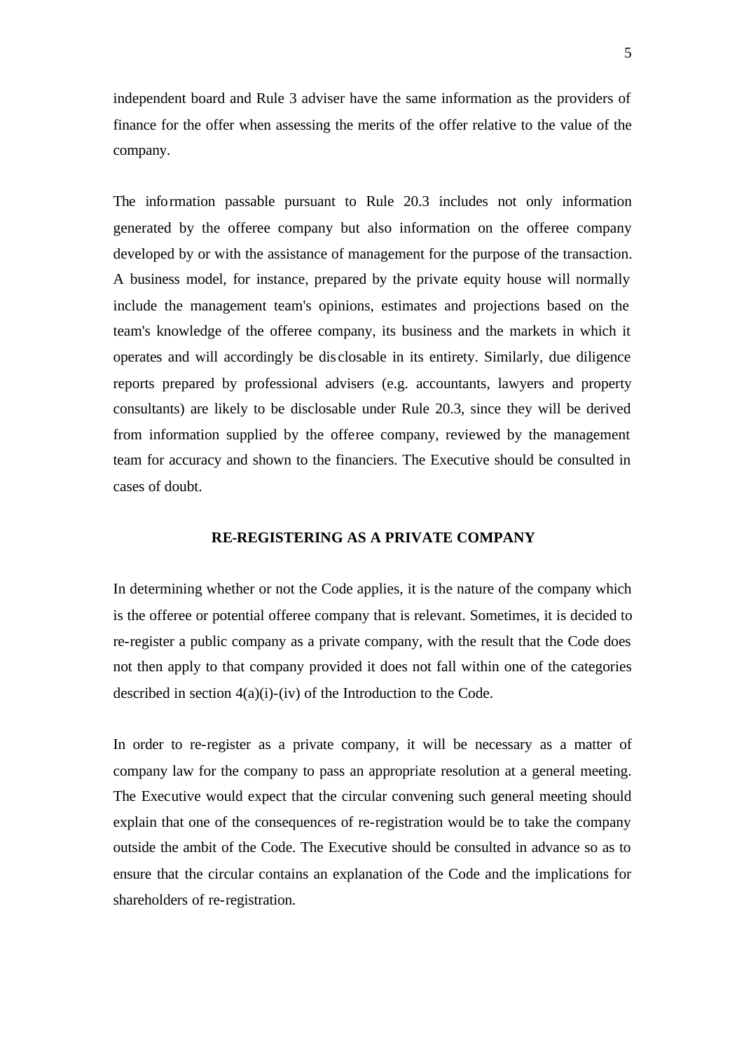independent board and Rule 3 adviser have the same information as the providers of finance for the offer when assessing the merits of the offer relative to the value of the company.

The information passable pursuant to Rule 20.3 includes not only information generated by the offeree company but also information on the offeree company developed by or with the assistance of management for the purpose of the transaction. A business model, for instance, prepared by the private equity house will normally include the management team's opinions, estimates and projections based on the team's knowledge of the offeree company, its business and the markets in which it operates and will accordingly be disclosable in its entirety. Similarly, due diligence reports prepared by professional advisers (e.g. accountants, lawyers and property consultants) are likely to be disclosable under Rule 20.3, since they will be derived from information supplied by the offeree company, reviewed by the management team for accuracy and shown to the financiers. The Executive should be consulted in cases of doubt.

## RE-REGISTERING AS A PRIVATE COMPANY

In determining whether or not the Code applies, it is the nature of the company which is the offeree or potential offeree company that is relevant. Sometimes, it is decided to re-register a public company as a private company, with the result that the Code does not then apply to that company provided it does not fall within one of the categories described in section 4(a)(i)-(iv) of the Introduction to the Code.

In order to re-register as a private company, it will be necessary as a matter of company law for the company to pass an appropriate resolution at a general meeting. The Executive would expect that the circular convening such general meeting should explain that one of the consequences of re-registration would be to take the company outside the ambit of the Code. The Executive should be consulted in advance so as to ensure that the circular contains an explanation of the Code and the implications for shareholders of re-registration.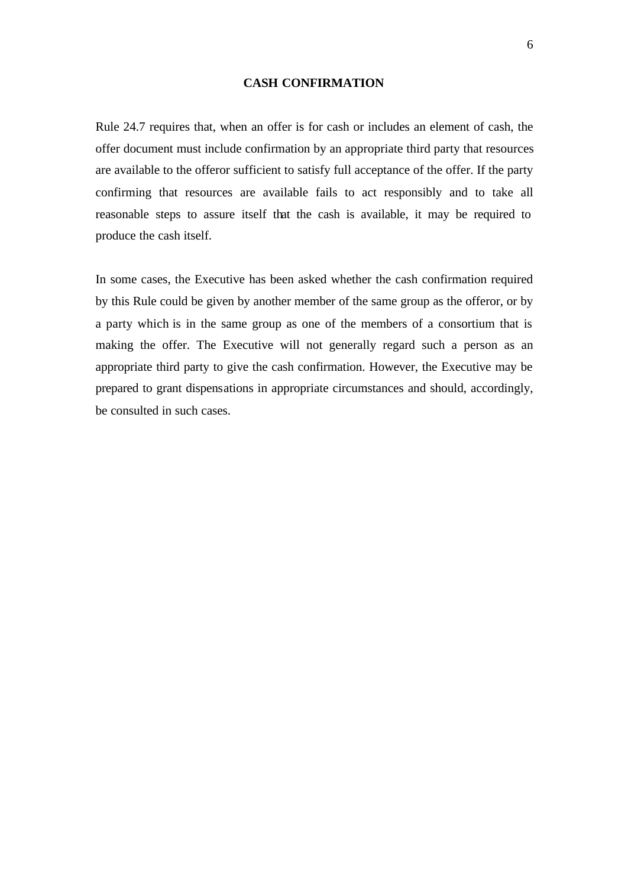## CASH CONFIRMATION

Rule 24.7 requires that, when an offer is for cash or includes an element of cash, the offer document must include confirmation by an appropriate third party that resources are available to the offeror sufficient to satisfy full acceptance of the offer. If the party confirming that resources are available fails to act responsibly and to take all reasonable steps to assure itself that the cash is available, it may be required to produce the cash itself.

In some cases, the Executive has been asked whether the cash confirmation required by this Rule could be given by another member of the same group as the offeror, or by a party which is in the same group as one of the members of a consortium that is making the offer. The Executive will not generally regard such a person as an appropriate third party to give the cash confirmation. However, the Executive may be prepared to grant dispensations in appropriate circumstances and should, accordingly, be consulted in such cases.